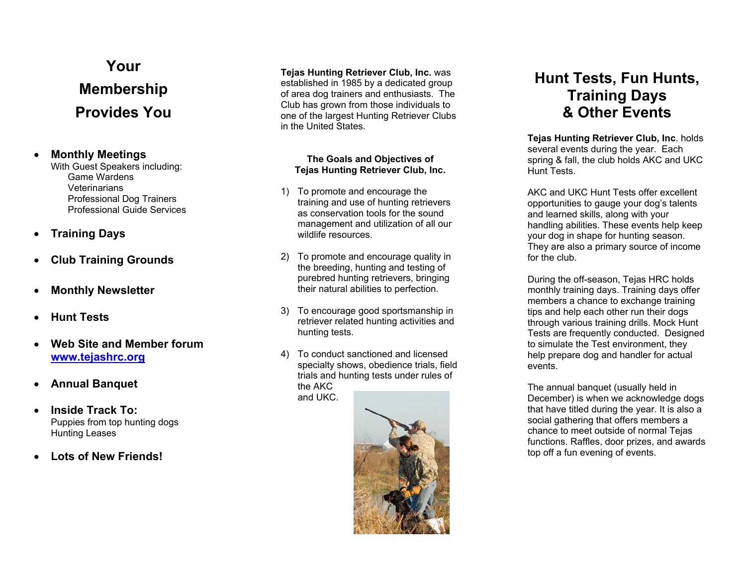# Your Membership Provides You

- **Monthly Meetings**
  With Guest Speakers including:
  - Game Wardens
  - Veterinarians
  - Professional Dog Trainers
  - Professional Guide Services
- **Training Days**
- **Club Training Grounds**
- **Monthly Newsletter**
- **Hunt Tests**
- **Web Site and Member forum**
  [www.tejashrc.org](http://www.tejashrc.org)
- **Annual Banquet**
- **Inside Track To:**
  Puppies from top hunting dogs
  Hunting Leases
- **Lots of New Friends!**

**Tejas Hunting Retriever Club, Inc.** was established in 1985 by a dedicated group of area dog trainers and enthusiasts. The Club has grown from those individuals to one of the largest Hunting Retriever Clubs in the United States.

### The Goals and Objectives of Tejas Hunting Retriever Club, Inc.

1) To promote and encourage the training and use of hunting retrievers as conservation tools for the sound management and utilization of all our wildlife resources.

2) To promote and encourage quality in the breeding, hunting and testing of purebred hunting retrievers, bringing their natural abilities to perfection.

3) To encourage good sportsmanship in retriever related hunting activities and hunting tests.

4) To conduct sanctioned and licensed specialty shows, obedience trials, field trials and hunting tests under rules of the AKC and UKC.

# Hunt Tests, Fun Hunts, Training Days & Other Events

**Tejas Hunting Retriever Club, Inc**. holds several events during the year. Each spring & fall, the club holds AKC and UKC Hunt Tests.

AKC and UKC Hunt Tests offer excellent opportunities to gauge your dog's talents and learned skills, along with your handling abilities. These events help keep your dog in shape for hunting season. They are also a primary source of income for the club.

During the off-season, Tejas HRC holds monthly training days. Training days offer members a chance to exchange training tips and help each other run their dogs through various training drills. Mock Hunt Tests are frequently conducted. Designed to simulate the Test environment, they help prepare dog and handler for actual events.

The annual banquet (usually held in December) is when we acknowledge dogs that have titled during the year. It is also a social gathering that offers members a chance to meet outside of normal Tejas functions. Raffles, door prizes, and awards top off a fun evening of events.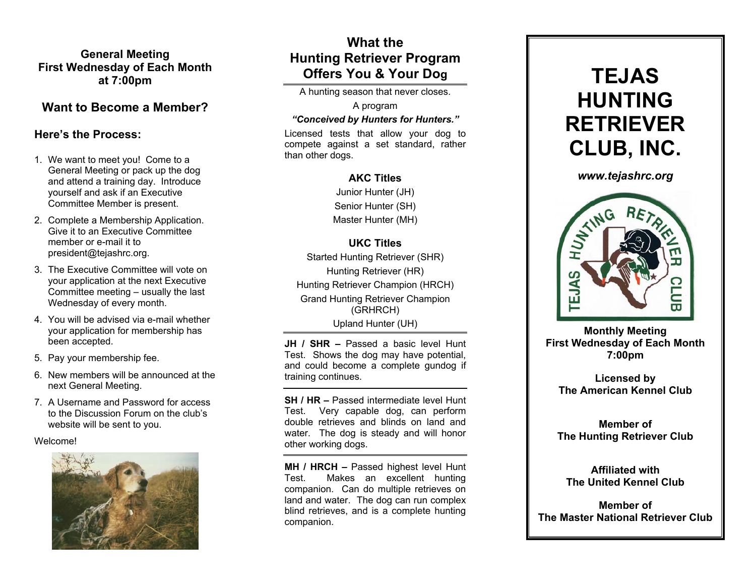**General Meeting**
**First Wednesday of Each Month**
**at 7:00pm**

## Want to Become a Member?

### Here's the Process:

1. We want to meet you! Come to a General Meeting or pack up the dog and attend a training day. Introduce yourself and ask if an Executive Committee Member is present.
2. Complete a Membership Application. Give it to an Executive Committee member or e-mail it to president@tejashrc.org.
3. The Executive Committee will vote on your application at the next Executive Committee meeting – usually the last Wednesday of every month.
4. You will be advised via e-mail whether your application for membership has been accepted.
5. Pay your membership fee.
6. New members will be announced at the next General Meeting.
7. A Username and Password for access to the Discussion Forum on the club's website will be sent to you.

Welcome!

## What the Hunting Retriever Program Offers You & Your Dog

A hunting season that never closes.

A program

***"Conceived by Hunters for Hunters."***

Licensed tests that allow your dog to compete against a set standard, rather than other dogs.

### AKC Titles

Junior Hunter (JH)
Senior Hunter (SH)
Master Hunter (MH)

### UKC Titles

Started Hunting Retriever (SHR)
Hunting Retriever (HR)
Hunting Retriever Champion (HRCH)
Grand Hunting Retriever Champion (GRHRCH)
Upland Hunter (UH)

**JH / SHR –** Passed a basic level Hunt Test. Shows the dog may have potential, and could become a complete gundog if training continues.

**SH / HR –** Passed intermediate level Hunt Test. Very capable dog, can perform double retrieves and blinds on land and water. The dog is steady and will honor other working dogs.

**MH / HRCH –** Passed highest level Hunt Test. Makes an excellent hunting companion. Can do multiple retrieves on land and water. The dog can run complex blind retrieves, and is a complete hunting companion.

# TEJAS HUNTING RETRIEVER CLUB, INC.

***www.tejashrc.org***

**Monthly Meeting**
**First Wednesday of Each Month**
**7:00pm**

**Licensed by**
**The American Kennel Club**

**Member of**
**The Hunting Retriever Club**

**Affiliated with**
**The United Kennel Club**

**Member of**
**The Master National Retriever Club**